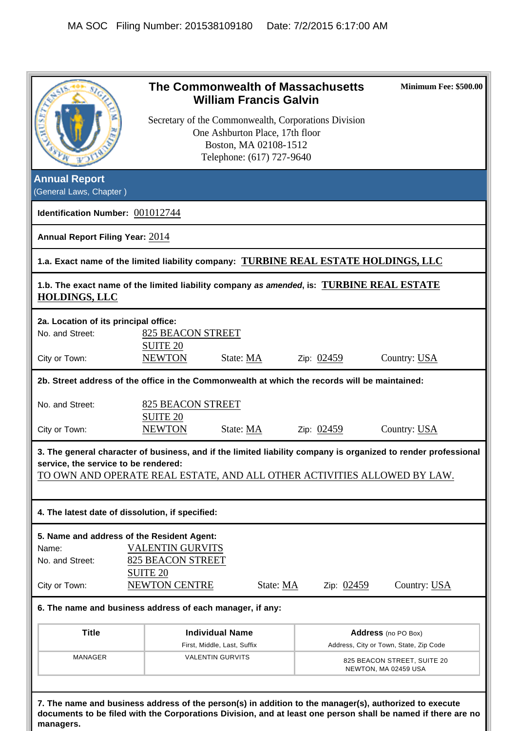MA SOC Filing Number: 201538109180 Date: 7/2/2015 6:17:00 AM

# The Commonwealth of Massachusetts
## William Francis Galvin

**Minimum Fee: $500.00**

Secretary of the Commonwealth, Corporations Division
One Ashburton Place, 17th floor
Boston, MA 02108-1512
Telephone: (617) 727-9640

## Annual Report
(General Laws, Chapter )

**Identification Number:** 001012744

**Annual Report Filing Year:** 2014

**1.a. Exact name of the limited liability company:** **TURBINE REAL ESTATE HOLDINGS, LLC**

**1.b. The exact name of the limited liability company *as amended*, is:** **TURBINE REAL ESTATE HOLDINGS, LLC**

**2a. Location of its principal office:**

No. and Street: 825 BEACON STREET
SUITE 20
City or Town: NEWTON State: MA Zip: 02459 Country: USA

**2b. Street address of the office in the Commonwealth at which the records will be maintained:**

No. and Street: 825 BEACON STREET
SUITE 20
City or Town: NEWTON State: MA Zip: 02459 Country: USA

**3. The general character of business, and if the limited liability company is organized to render professional service, the service to be rendered:**
TO OWN AND OPERATE REAL ESTATE, AND ALL OTHER ACTIVITIES ALLOWED BY LAW.

**4. The latest date of dissolution, if specified:**

**5. Name and address of the Resident Agent:**

Name: VALENTIN GURVITS
No. and Street: 825 BEACON STREET
SUITE 20
City or Town: NEWTON CENTRE State: MA Zip: 02459 Country: USA

**6. The name and business address of each manager, if any:**

| Title | Individual Name<br>First, Middle, Last, Suffix | Address (no PO Box)<br>Address, City or Town, State, Zip Code |
|---|---|---|
| MANAGER | VALENTIN GURVITS | 825 BEACON STREET, SUITE 20<br>NEWTON, MA 02459 USA |

**7. The name and business address of the person(s) in addition to the manager(s), authorized to execute documents to be filed with the Corporations Division, and at least one person shall be named if there are no managers.**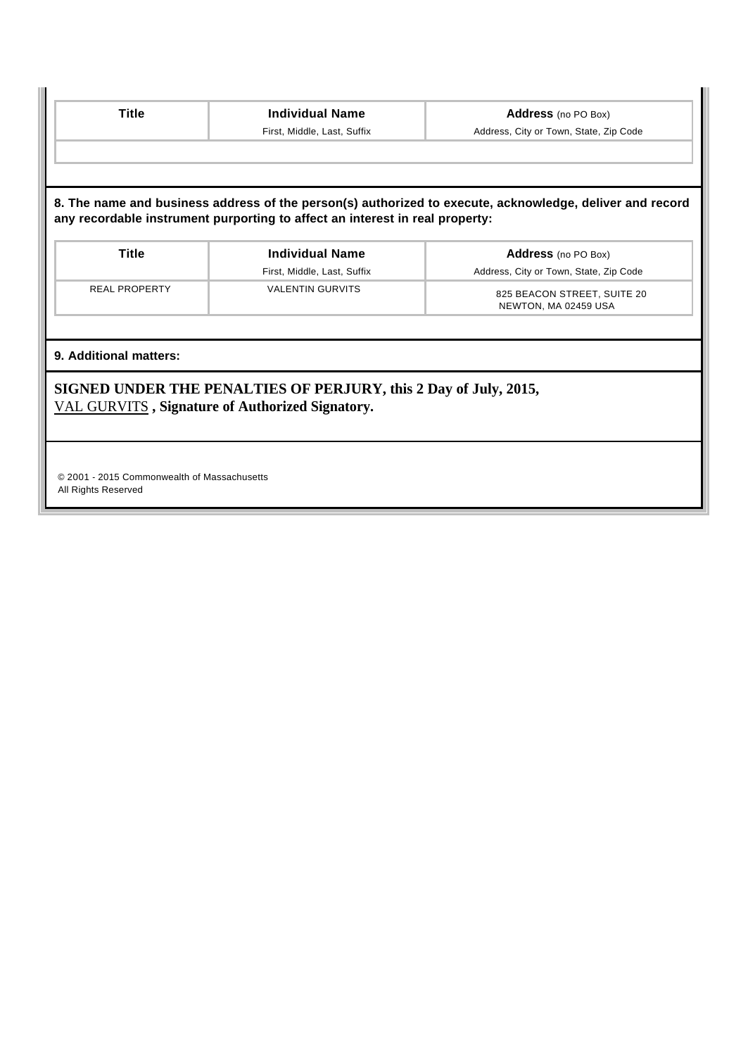| Title | Individual Name<br>First, Middle, Last, Suffix | Address (no PO Box)<br>Address, City or Town, State, Zip Code |
|---|---|---|
| | | |

**8. The name and business address of the person(s) authorized to execute, acknowledge, deliver and record any recordable instrument purporting to affect an interest in real property:**

| Title | Individual Name<br>First, Middle, Last, Suffix | Address (no PO Box)<br>Address, City or Town, State, Zip Code |
|---|---|---|
| REAL PROPERTY | VALENTIN GURVITS | 825 BEACON STREET, SUITE 20<br>NEWTON, MA 02459 USA |

**9. Additional matters:**

**SIGNED UNDER THE PENALTIES OF PERJURY, this 2 Day of July, 2015,**
VAL GURVITS **, Signature of Authorized Signatory.**

© 2001 - 2015 Commonwealth of Massachusetts
All Rights Reserved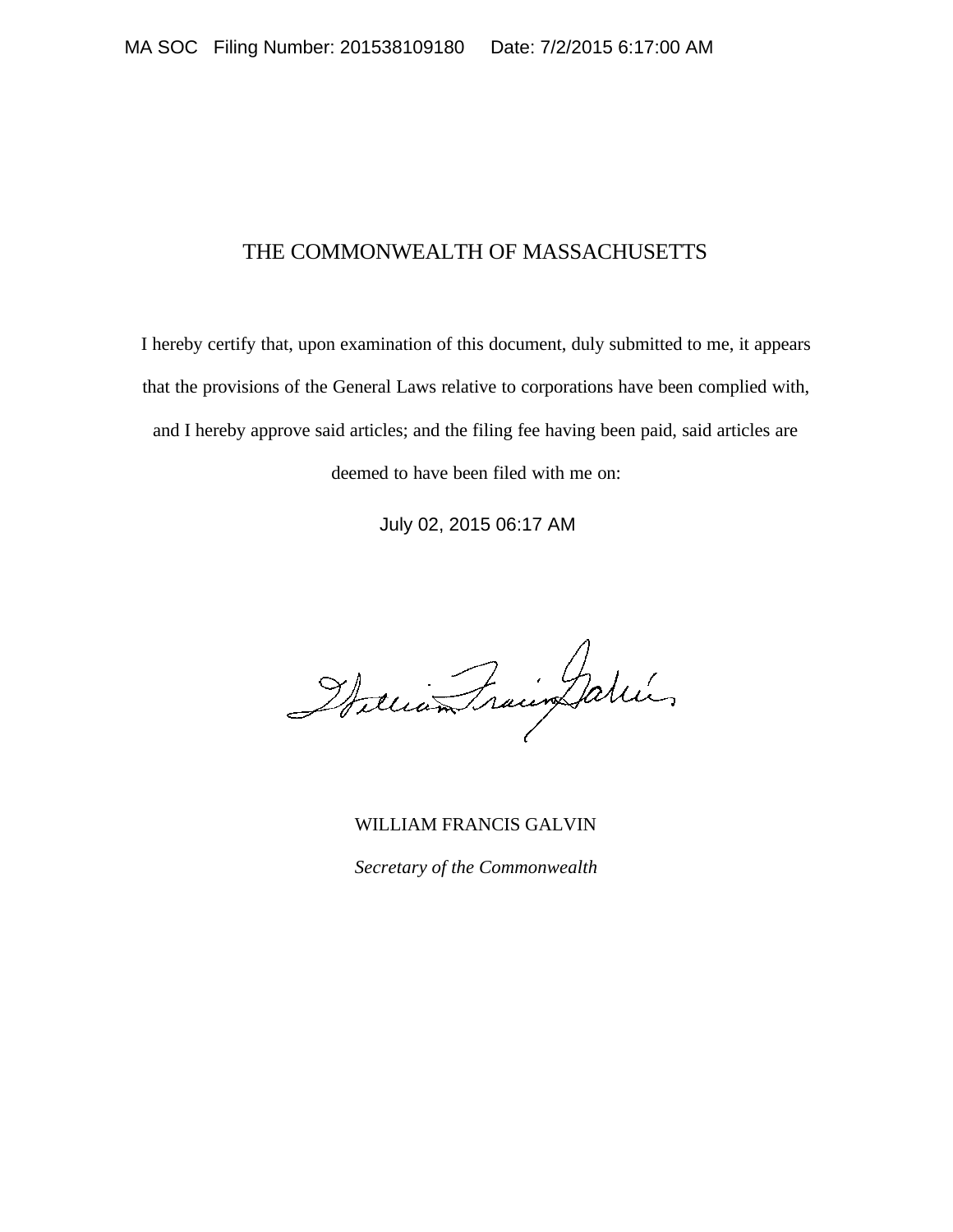# THE COMMONWEALTH OF MASSACHUSETTS

I hereby certify that, upon examination of this document, duly submitted to me, it appears that the provisions of the General Laws relative to corporations have been complied with, and I hereby approve said articles; and the filing fee having been paid, said articles are deemed to have been filed with me on:

July 02, 2015 06:17 AM

WILLIAM FRANCIS GALVIN

*Secretary of the Commonwealth*